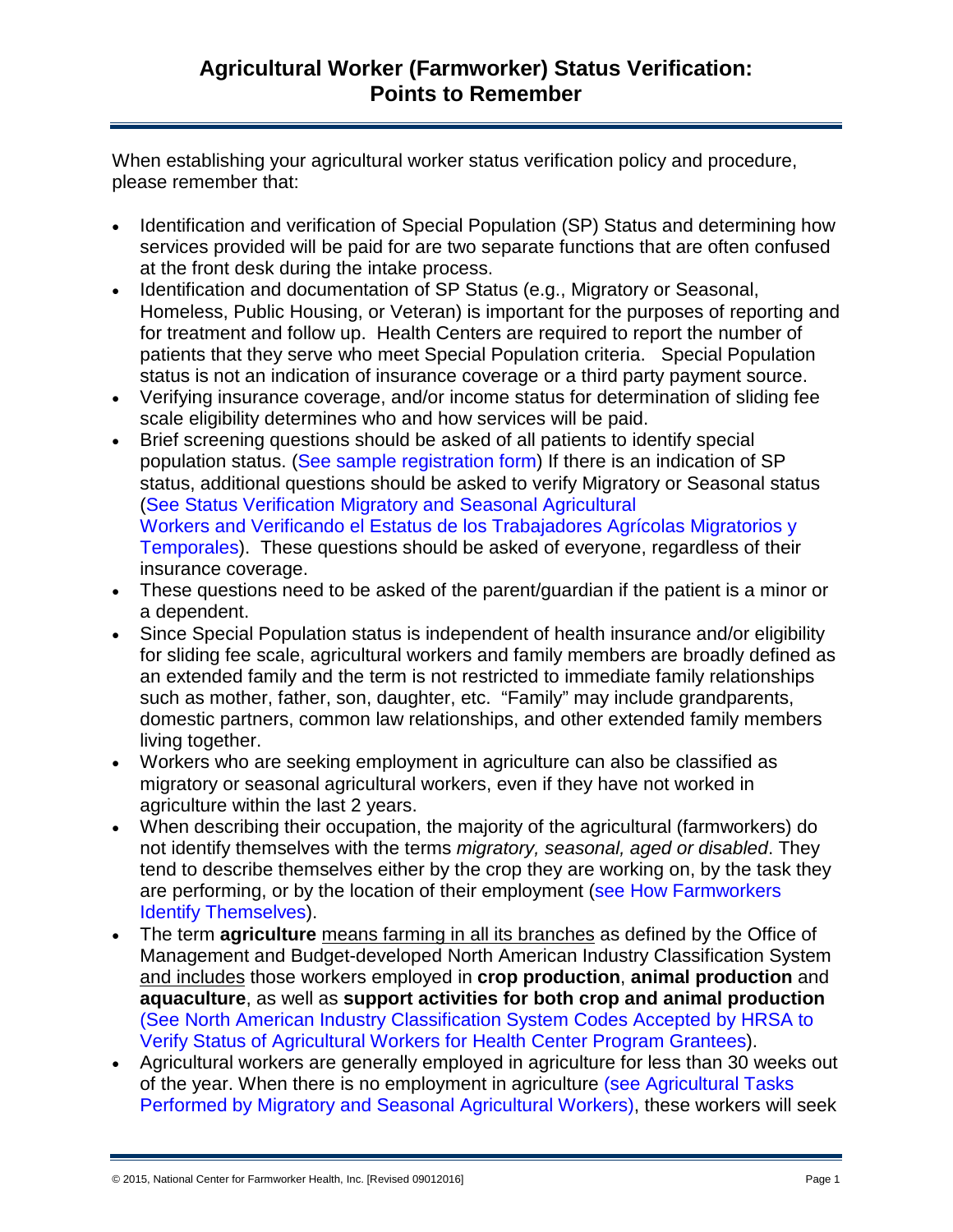# Agricultural Worker (Farmworker) Status Verification: Points to Remember

When establishing your agricultural worker status verification policy and procedure, please remember that:

- Identification and verification of Special Population (SP) Status and determining how services provided will be paid for are two separate functions that are often confused at the front desk during the intake process.
- Identification and documentation of SP Status (e.g., Migratory or Seasonal, Homeless, Public Housing, or Veteran) is important for the purposes of reporting and for treatment and follow up. Health Centers are required to report the number of patients that they serve who meet Special Population criteria. Special Population status is not an indication of insurance coverage or a third party payment source.
- Verifying insurance coverage, and/or income status for determination of sliding fee scale eligibility determines who and how services will be paid.
- Brief screening questions should be asked of all patients to identify special population status. (See sample registration form) If there is an indication of SP status, additional questions should be asked to verify Migratory or Seasonal status (See Status Verification Migratory and Seasonal Agricultural Workers and Verificando el Estatus de los Trabajadores Agrícolas Migratorios y Temporales). These questions should be asked of everyone, regardless of their insurance coverage.
- These questions need to be asked of the parent/guardian if the patient is a minor or a dependent.
- Since Special Population status is independent of health insurance and/or eligibility for sliding fee scale, agricultural workers and family members are broadly defined as an extended family and the term is not restricted to immediate family relationships such as mother, father, son, daughter, etc. "Family" may include grandparents, domestic partners, common law relationships, and other extended family members living together.
- Workers who are seeking employment in agriculture can also be classified as migratory or seasonal agricultural workers, even if they have not worked in agriculture within the last 2 years.
- When describing their occupation, the majority of the agricultural (farmworkers) do not identify themselves with the terms *migratory, seasonal, aged or disabled*. They tend to describe themselves either by the crop they are working on, by the task they are performing, or by the location of their employment (see How Farmworkers Identify Themselves).
- The term **agriculture** means farming in all its branches as defined by the Office of Management and Budget-developed North American Industry Classification System and includes those workers employed in **crop production**, **animal production** and **aquaculture**, as well as **support activities for both crop and animal production** (See North American Industry Classification System Codes Accepted by HRSA to Verify Status of Agricultural Workers for Health Center Program Grantees).
- Agricultural workers are generally employed in agriculture for less than 30 weeks out of the year. When there is no employment in agriculture (see Agricultural Tasks Performed by Migratory and Seasonal Agricultural Workers), these workers will seek

© 2015, National Center for Farmworker Health, Inc. [Revised 09012016]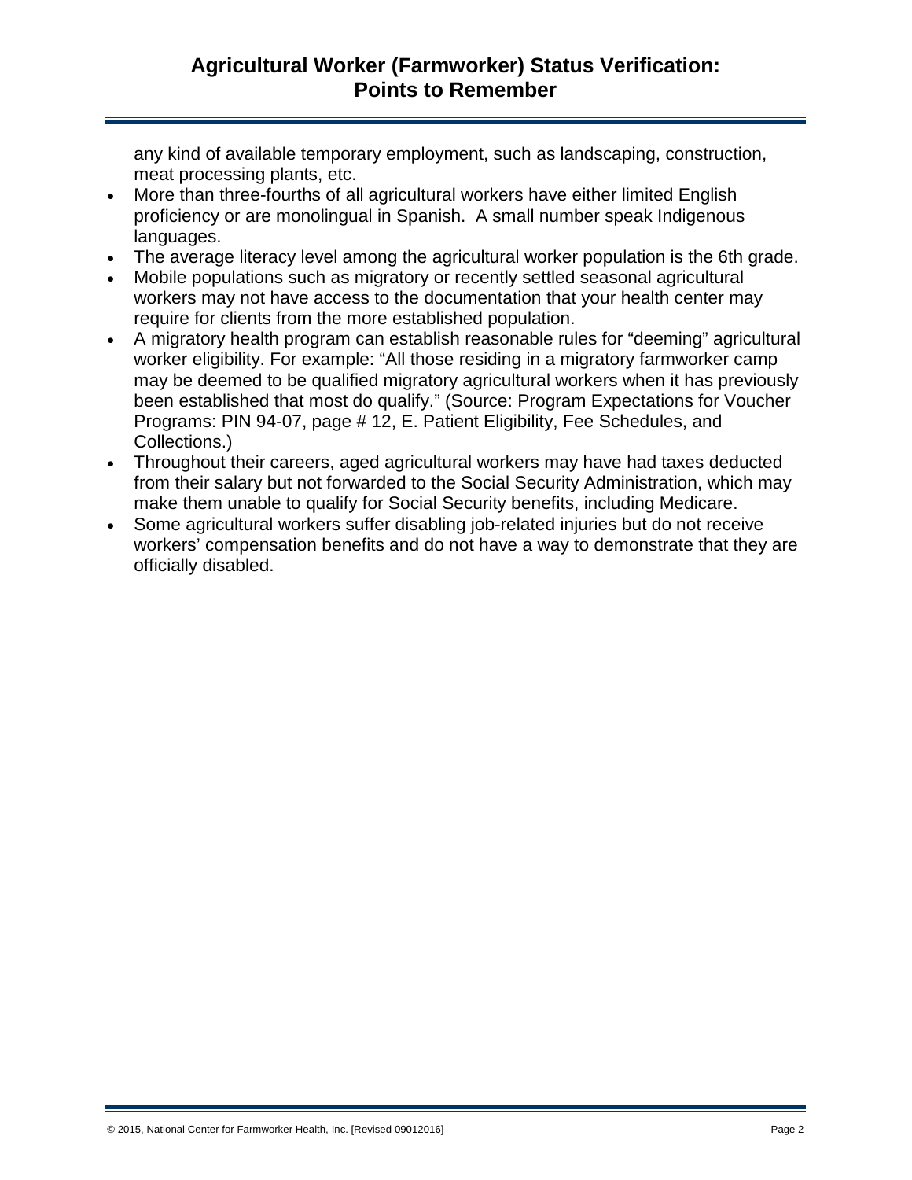any kind of available temporary employment, such as landscaping, construction, meat processing plants, etc.

- More than three-fourths of all agricultural workers have either limited English proficiency or are monolingual in Spanish. A small number speak Indigenous languages.
- The average literacy level among the agricultural worker population is the 6th grade.
- Mobile populations such as migratory or recently settled seasonal agricultural workers may not have access to the documentation that your health center may require for clients from the more established population.
- A migratory health program can establish reasonable rules for "deeming" agricultural worker eligibility. For example: "All those residing in a migratory farmworker camp may be deemed to be qualified migratory agricultural workers when it has previously been established that most do qualify." (Source: Program Expectations for Voucher Programs: PIN 94-07, page # 12, E. Patient Eligibility, Fee Schedules, and Collections.)
- Throughout their careers, aged agricultural workers may have had taxes deducted from their salary but not forwarded to the Social Security Administration, which may make them unable to qualify for Social Security benefits, including Medicare.
- Some agricultural workers suffer disabling job-related injuries but do not receive workers' compensation benefits and do not have a way to demonstrate that they are officially disabled.